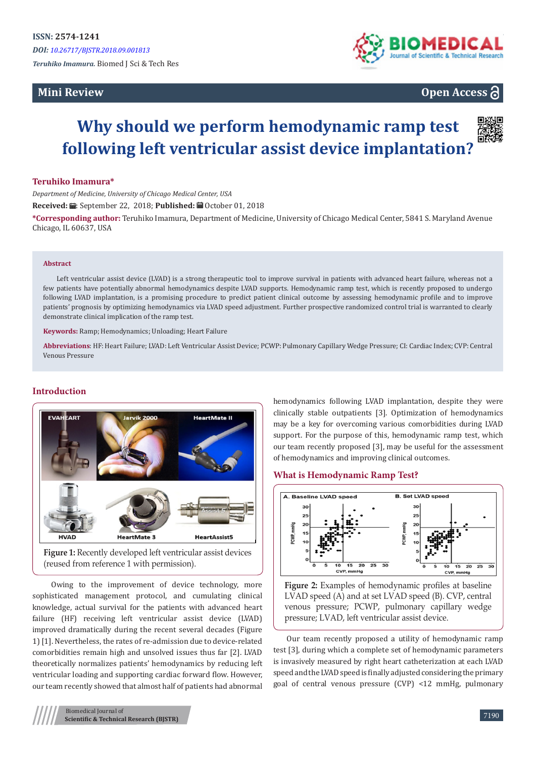ISSN: 2574-1241

*DOI: 10.26717/BJSTR.2018.09.001813*

*Teruhiko Imamura.* Biomed J Sci & Tech Res

**Mini Review** | **Open Access**

# Why should we perform hemodynamic ramp test following left ventricular assist device implantation?

**Teruhiko Imamura***

*Department of Medicine, University of Chicago Medical Center, USA*

**Received:** September 22, 2018; **Published:** October 01, 2018

***Corresponding author:** Teruhiko Imamura, Department of Medicine, University of Chicago Medical Center, 5841 S. Maryland Avenue Chicago, IL 60637, USA

## Abstract

Left ventricular assist device (LVAD) is a strong therapeutic tool to improve survival in patients with advanced heart failure, whereas not a few patients have potentially abnormal hemodynamics despite LVAD supports. Hemodynamic ramp test, which is recently proposed to undergo following LVAD implantation, is a promising procedure to predict patient clinical outcome by assessing hemodynamic profile and to improve patients' prognosis by optimizing hemodynamics via LVAD speed adjustment. Further prospective randomized control trial is warranted to clearly demonstrate clinical implication of the ramp test.

**Keywords:** Ramp; Hemodynamics; Unloading; Heart Failure

**Abbreviations**: HF: Heart Failure; LVAD: Left Ventricular Assist Device; PCWP: Pulmonary Capillary Wedge Pressure; CI: Cardiac Index; CVP: Central Venous Pressure

## Introduction

**Figure 1:** Recently developed left ventricular assist devices (reused from reference 1 with permission).

Owing to the improvement of device technology, more sophisticated management protocol, and cumulating clinical knowledge, actual survival for the patients with advanced heart failure (HF) receiving left ventricular assist device (LVAD) improved dramatically during the recent several decades (Figure 1) [1]. Nevertheless, the rates of re-admission due to device-related comorbidities remain high and unsolved issues thus far [2]. LVAD theoretically normalizes patients' hemodynamics by reducing left ventricular loading and supporting cardiac forward flow. However, our team recently showed that almost half of patients had abnormal hemodynamics following LVAD implantation, despite they were clinically stable outpatients [3]. Optimization of hemodynamics may be a key for overcoming various comorbidities during LVAD support. For the purpose of this, hemodynamic ramp test, which our team recently proposed [3], may be useful for the assessment of hemodynamics and improving clinical outcomes.

## What is Hemodynamic Ramp Test?

**Figure 2:** Examples of hemodynamic profiles at baseline LVAD speed (A) and at set LVAD speed (B). CVP, central venous pressure; PCWP, pulmonary capillary wedge pressure; LVAD, left ventricular assist device.

Our team recently proposed a utility of hemodynamic ramp test [3], during which a complete set of hemodynamic parameters is invasively measured by right heart catheterization at each LVAD speed and the LVAD speed is finally adjusted considering the primary goal of central venous pressure (CVP) <12 mmHg, pulmonary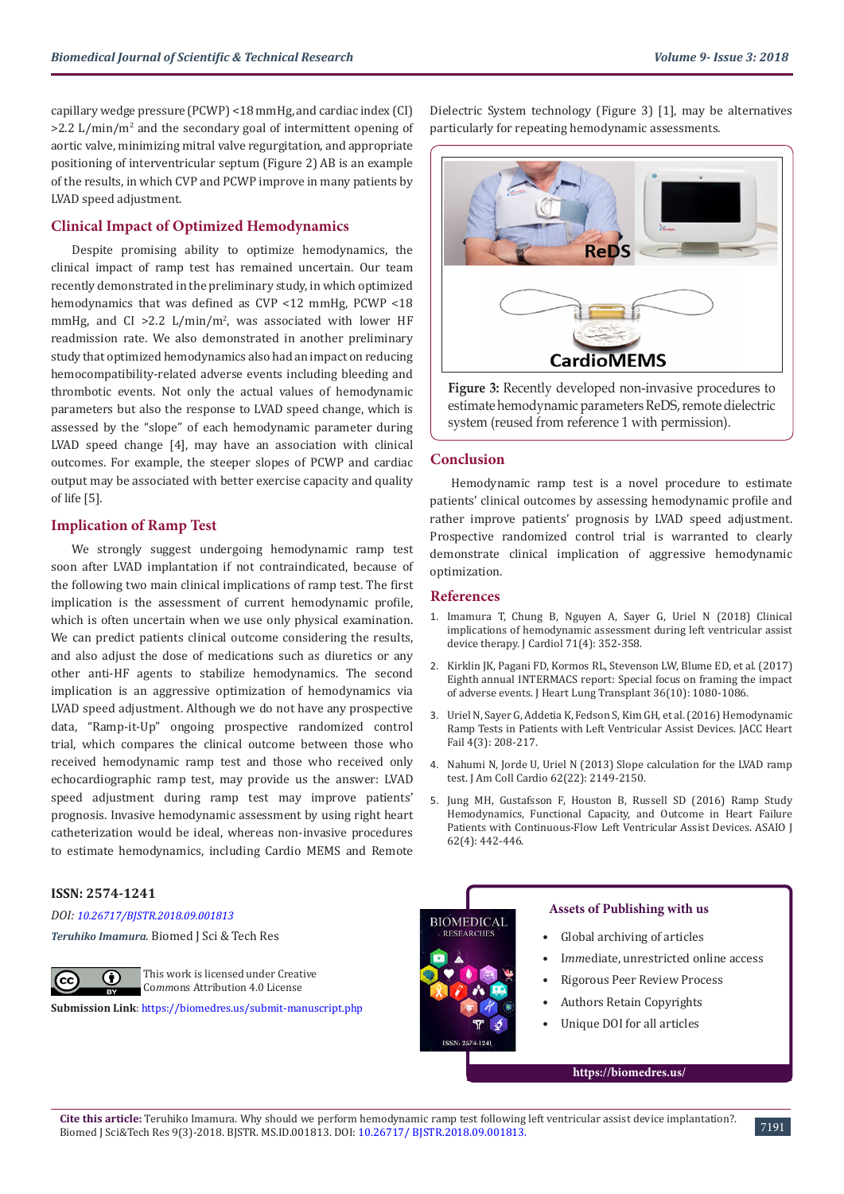capillary wedge pressure (PCWP) <18 mmHg, and cardiac index (CI) >2.2 L/min/m$^2$ and the secondary goal of intermittent opening of aortic valve, minimizing mitral valve regurgitation, and appropriate positioning of interventricular septum (Figure 2) AB is an example of the results, in which CVP and PCWP improve in many patients by LVAD speed adjustment.

## Clinical Impact of Optimized Hemodynamics

Despite promising ability to optimize hemodynamics, the clinical impact of ramp test has remained uncertain. Our team recently demonstrated in the preliminary study, in which optimized hemodynamics that was defined as CVP <12 mmHg, PCWP <18 mmHg, and CI >2.2 L/min/m$^2$, was associated with lower HF readmission rate. We also demonstrated in another preliminary study that optimized hemodynamics also had an impact on reducing hemocompatibility-related adverse events including bleeding and thrombotic events. Not only the actual values of hemodynamic parameters but also the response to LVAD speed change, which is assessed by the "slope" of each hemodynamic parameter during LVAD speed change [4], may have an association with clinical outcomes. For example, the steeper slopes of PCWP and cardiac output may be associated with better exercise capacity and quality of life [5].

## Implication of Ramp Test

We strongly suggest undergoing hemodynamic ramp test soon after LVAD implantation if not contraindicated, because of the following two main clinical implications of ramp test. The first implication is the assessment of current hemodynamic profile, which is often uncertain when we use only physical examination. We can predict patients clinical outcome considering the results, and also adjust the dose of medications such as diuretics or any other anti-HF agents to stabilize hemodynamics. The second implication is an aggressive optimization of hemodynamics via LVAD speed adjustment. Although we do not have any prospective data, "Ramp-it-Up" ongoing prospective randomized control trial, which compares the clinical outcome between those who received hemodynamic ramp test and those who received only echocardiographic ramp test, may provide us the answer: LVAD speed adjustment during ramp test may improve patients' prognosis. Invasive hemodynamic assessment by using right heart catheterization would be ideal, whereas non-invasive procedures to estimate hemodynamics, including Cardio MEMS and Remote Dielectric System technology (Figure 3) [1], may be alternatives particularly for repeating hemodynamic assessments.

ReDS

CardioMEMS

**Figure 3:** Recently developed non-invasive procedures to estimate hemodynamic parameters ReDS, remote dielectric system (reused from reference 1 with permission).

## Conclusion

Hemodynamic ramp test is a novel procedure to estimate patients' clinical outcomes by assessing hemodynamic profile and rather improve patients' prognosis by LVAD speed adjustment. Prospective randomized control trial is warranted to clearly demonstrate clinical implication of aggressive hemodynamic optimization.

## References

1. Imamura T, Chung B, Nguyen A, Sayer G, Uriel N (2018) Clinical implications of hemodynamic assessment during left ventricular assist device therapy. J Cardiol 71(4): 352-358.
2. Kirklin JK, Pagani FD, Kormos RL, Stevenson LW, Blume ED, et al. (2017) Eighth annual INTERMACS report: Special focus on framing the impact of adverse events. J Heart Lung Transplant 36(10): 1080-1086.
3. Uriel N, Sayer G, Addetia K, Fedson S, Kim GH, et al. (2016) Hemodynamic Ramp Tests in Patients with Left Ventricular Assist Devices. JACC Heart Fail 4(3): 208-217.
4. Nahumi N, Jorde U, Uriel N (2013) Slope calculation for the LVAD ramp test. J Am Coll Cardio 62(22): 2149-2150.
5. Jung MH, Gustafsson F, Houston B, Russell SD (2016) Ramp Study Hemodynamics, Functional Capacity, and Outcome in Heart Failure Patients with Continuous-Flow Left Ventricular Assist Devices. ASAIO J 62(4): 442-446.

**ISSN: 2574-1241**

*DOI: 10.26717/BJSTR.2018.09.001813*

***Teruhiko Imamura.*** Biomed J Sci & Tech Res

This work is licensed under Creative Commons Attribution 4.0 License

**Submission Link**: https://biomedres.us/submit-manuscript.php

### Assets of Publishing with us

- Global archiving of articles
- Immediate, unrestricted online access
- Rigorous Peer Review Process
- Authors Retain Copyrights
- Unique DOI for all articles

https://biomedres.us/

**Cite this article:** Teruhiko Imamura. Why should we perform hemodynamic ramp test following left ventricular assist device implantation?. Biomed J Sci&Tech Res 9(3)-2018. BJSTR. MS.ID.001813. DOI: 10.26717/ BJSTR.2018.09.001813.